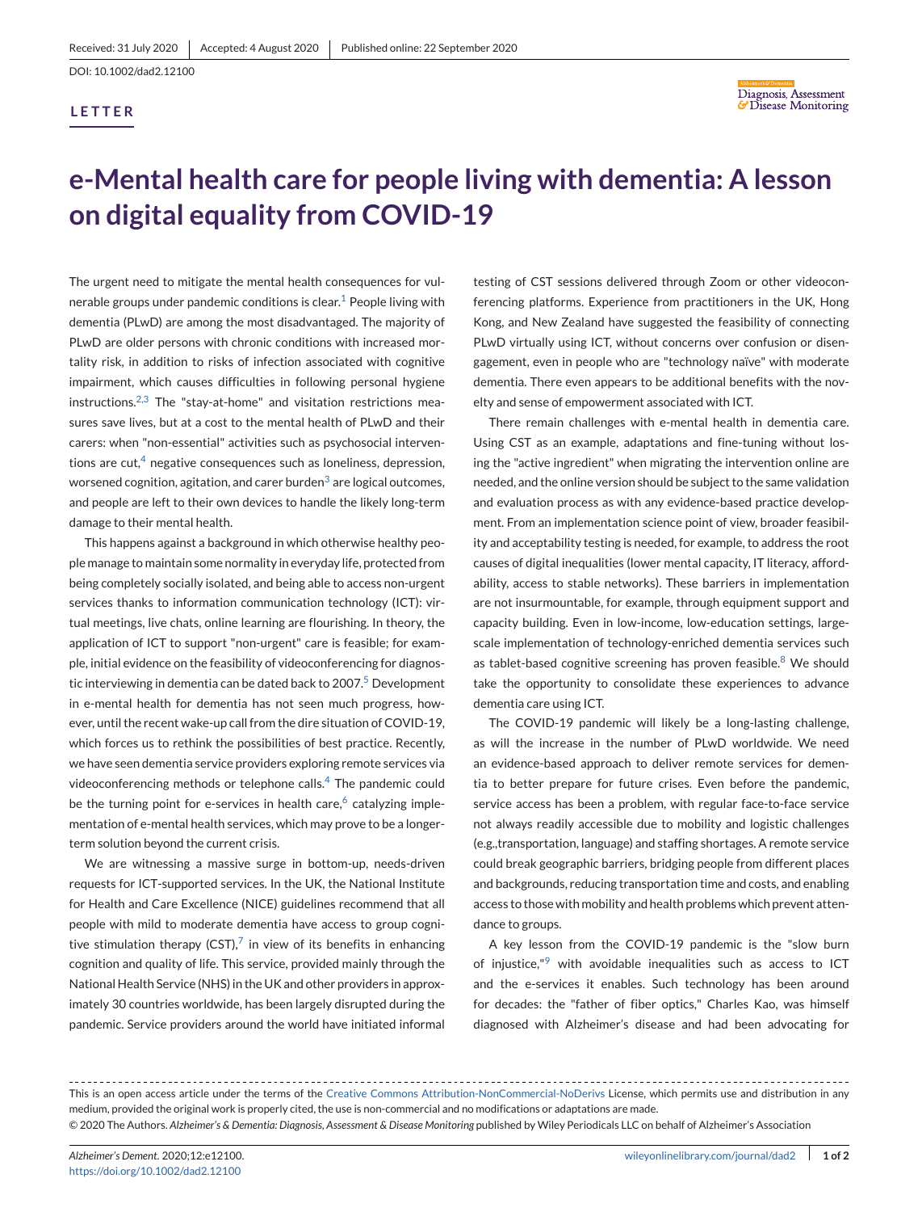LETTER

# e-Mental health care for people living with dementia: A lesson on digital equality from COVID-19

The urgent need to mitigate the mental health consequences for vulnerable groups under pandemic conditions is clear.[1] People living with dementia (PLwD) are among the most disadvantaged. The majority of PLwD are older persons with chronic conditions with increased mortality risk, in addition to risks of infection associated with cognitive impairment, which causes difficulties in following personal hygiene instructions.[2,3] The "stay-at-home" and visitation restrictions measures save lives, but at a cost to the mental health of PLwD and their carers: when "non-essential" activities such as psychosocial interventions are cut,[4] negative consequences such as loneliness, depression, worsened cognition, agitation, and carer burden[3] are logical outcomes, and people are left to their own devices to handle the likely long-term damage to their mental health.

This happens against a background in which otherwise healthy people manage to maintain some normality in everyday life, protected from being completely socially isolated, and being able to access non-urgent services thanks to information communication technology (ICT): virtual meetings, live chats, online learning are flourishing. In theory, the application of ICT to support "non-urgent" care is feasible; for example, initial evidence on the feasibility of videoconferencing for diagnostic interviewing in dementia can be dated back to 2007.[5] Development in e-mental health for dementia has not seen much progress, however, until the recent wake-up call from the dire situation of COVID-19, which forces us to rethink the possibilities of best practice. Recently, we have seen dementia service providers exploring remote services via videoconferencing methods or telephone calls.[4] The pandemic could be the turning point for e-services in health care,[6] catalyzing implementation of e-mental health services, which may prove to be a longer-term solution beyond the current crisis.

We are witnessing a massive surge in bottom-up, needs-driven requests for ICT-supported services. In the UK, the National Institute for Health and Care Excellence (NICE) guidelines recommend that all people with mild to moderate dementia have access to group cognitive stimulation therapy (CST),[7] in view of its benefits in enhancing cognition and quality of life. This service, provided mainly through the National Health Service (NHS) in the UK and other providers in approximately 30 countries worldwide, has been largely disrupted during the pandemic. Service providers around the world have initiated informal testing of CST sessions delivered through Zoom or other videoconferencing platforms. Experience from practitioners in the UK, Hong Kong, and New Zealand have suggested the feasibility of connecting PLwD virtually using ICT, without concerns over confusion or disengagement, even in people who are "technology naïve" with moderate dementia. There even appears to be additional benefits with the novelty and sense of empowerment associated with ICT.

There remain challenges with e-mental health in dementia care. Using CST as an example, adaptations and fine-tuning without losing the "active ingredient" when migrating the intervention online are needed, and the online version should be subject to the same validation and evaluation process as with any evidence-based practice development. From an implementation science point of view, broader feasibility and acceptability testing is needed, for example, to address the root causes of digital inequalities (lower mental capacity, IT literacy, affordability, access to stable networks). These barriers in implementation are not insurmountable, for example, through equipment support and capacity building. Even in low-income, low-education settings, large-scale implementation of technology-enriched dementia services such as tablet-based cognitive screening has proven feasible.[8] We should take the opportunity to consolidate these experiences to advance dementia care using ICT.

The COVID-19 pandemic will likely be a long-lasting challenge, as will the increase in the number of PLwD worldwide. We need an evidence-based approach to deliver remote services for dementia to better prepare for future crises. Even before the pandemic, service access has been a problem, with regular face-to-face service not always readily accessible due to mobility and logistic challenges (e.g.,transportation, language) and staffing shortages. A remote service could break geographic barriers, bridging people from different places and backgrounds, reducing transportation time and costs, and enabling access to those with mobility and health problems which prevent attendance to groups.

A key lesson from the COVID-19 pandemic is the "slow burn of injustice,"[9] with avoidable inequalities such as access to ICT and the e-services it enables. Such technology has been around for decades: the "father of fiber optics," Charles Kao, was himself diagnosed with Alzheimer's disease and had been advocating for

This is an open access article under the terms of the Creative Commons Attribution-NonCommercial-NoDerivs License, which permits use and distribution in any medium, provided the original work is properly cited, the use is non-commercial and no modifications or adaptations are made.
© 2020 The Authors. *Alzheimer's & Dementia: Diagnosis, Assessment & Disease Monitoring* published by Wiley Periodicals LLC on behalf of Alzheimer's Association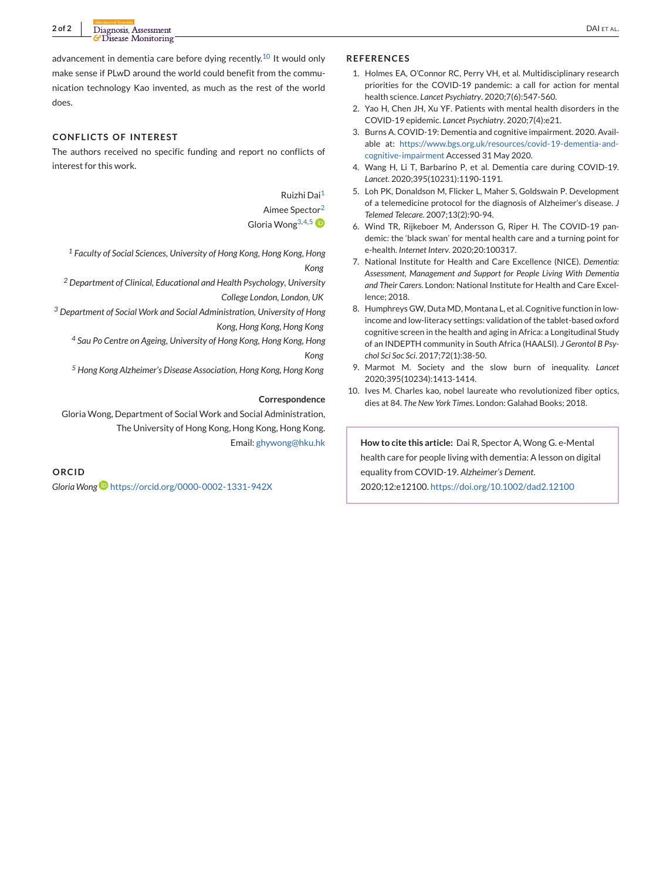advancement in dementia care before dying recently.[10] It would only make sense if PLwD around the world could benefit from the communication technology Kao invented, as much as the rest of the world does.

## CONFLICTS OF INTEREST

The authors received no specific funding and report no conflicts of interest for this work.

Ruizhi Dai[1]
Aimee Spector[2]
Gloria Wong[3,4,5]

[1] *Faculty of Social Sciences, University of Hong Kong, Hong Kong, Hong Kong*
[2] *Department of Clinical, Educational and Health Psychology, University College London, London, UK*
[3] *Department of Social Work and Social Administration, University of Hong Kong, Hong Kong, Hong Kong*
[4] *Sau Po Centre on Ageing, University of Hong Kong, Hong Kong, Hong Kong*
[5] *Hong Kong Alzheimer's Disease Association, Hong Kong, Hong Kong*

**Correspondence**
Gloria Wong, Department of Social Work and Social Administration, The University of Hong Kong, Hong Kong, Hong Kong.
Email: ghywong@hku.hk

## ORCID

*Gloria Wong* https://orcid.org/0000-0002-1331-942X

## REFERENCES

1. Holmes EA, O'Connor RC, Perry VH, et al. Multidisciplinary research priorities for the COVID-19 pandemic: a call for action for mental health science. *Lancet Psychiatry*. 2020;7(6):547-560.
2. Yao H, Chen JH, Xu YF. Patients with mental health disorders in the COVID-19 epidemic. *Lancet Psychiatry*. 2020;7(4):e21.
3. Burns A. COVID-19: Dementia and cognitive impairment. 2020. Available at: https://www.bgs.org.uk/resources/covid-19-dementia-and-cognitive-impairment Accessed 31 May 2020.
4. Wang H, Li T, Barbarino P, et al. Dementia care during COVID-19. *Lancet*. 2020;395(10231):1190-1191.
5. Loh PK, Donaldson M, Flicker L, Maher S, Goldswain P. Development of a telemedicine protocol for the diagnosis of Alzheimer's disease. *J Telemed Telecare*. 2007;13(2):90-94.
6. Wind TR, Rijkeboer M, Andersson G, Riper H. The COVID-19 pandemic: the 'black swan' for mental health care and a turning point for e-health. *Internet Interv*. 2020;20:100317.
7. National Institute for Health and Care Excellence (NICE). *Dementia: Assessment, Management and Support for People Living With Dementia and Their Carers*. London: National Institute for Health and Care Excellence; 2018.
8. Humphreys GW, Duta MD, Montana L, et al. Cognitive function in low-income and low-literacy settings: validation of the tablet-based oxford cognitive screen in the health and aging in Africa: a Longitudinal Study of an INDEPTH community in South Africa (HAALSI). *J Gerontol B Psychol Sci Soc Sci*. 2017;72(1):38-50.
9. Marmot M. Society and the slow burn of inequality. *Lancet* 2020;395(10234):1413-1414.
10. Ives M. Charles kao, nobel laureate who revolutionized fiber optics, dies at 84. *The New York Times*. London: Galahad Books; 2018.

**How to cite this article:** Dai R, Spector A, Wong G. e-Mental health care for people living with dementia: A lesson on digital equality from COVID-19. *Alzheimer's Dement*. 2020;12:e12100. https://doi.org/10.1002/dad2.12100